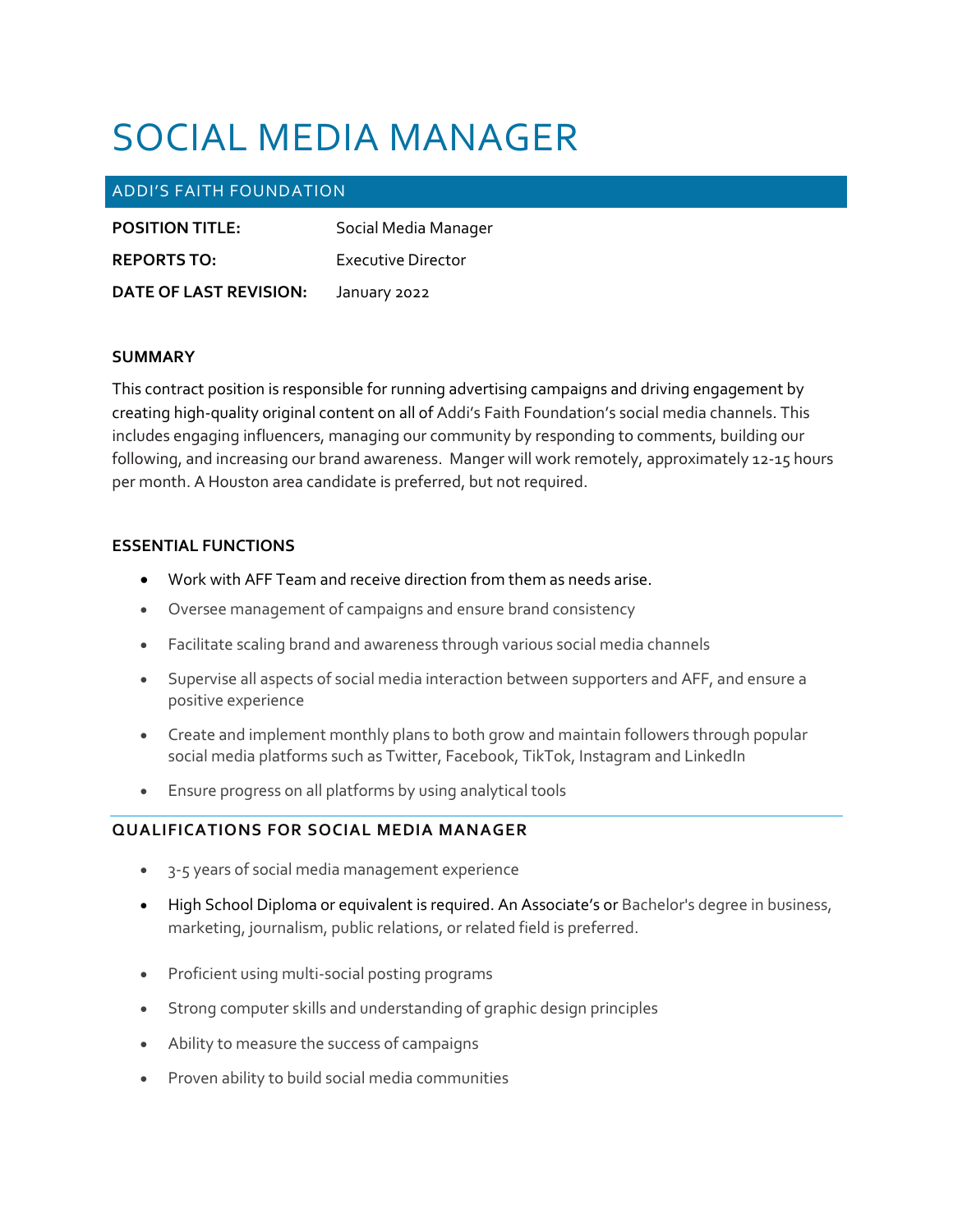# SOCIAL MEDIA MANAGER

## ADDI'S FAITH FOUNDATION

**POSITION TITLE:** Social Media Manager

**REPORTS TO:** Executive Director

**DATE OF LAST REVISION:** January 2022

### SUMMARY

This contract position is responsible for running advertising campaigns and driving engagement by creating high-quality original content on all of Addi's Faith Foundation's social media channels. This includes engaging influencers, managing our community by responding to comments, building our following, and increasing our brand awareness. Manger will work remotely, approximately 12-15 hours per month. A Houston area candidate is preferred, but not required.

### ESSENTIAL FUNCTIONS

- Work with AFF Team and receive direction from them as needs arise.
- Oversee management of campaigns and ensure brand consistency
- Facilitate scaling brand and awareness through various social media channels
- Supervise all aspects of social media interaction between supporters and AFF, and ensure a positive experience
- Create and implement monthly plans to both grow and maintain followers through popular social media platforms such as Twitter, Facebook, TikTok, Instagram and LinkedIn
- Ensure progress on all platforms by using analytical tools

### QUALIFICATIONS FOR SOCIAL MEDIA MANAGER

- 3-5 years of social media management experience
- High School Diploma or equivalent is required. An Associate's or Bachelor's degree in business, marketing, journalism, public relations, or related field is preferred.
- Proficient using multi-social posting programs
- Strong computer skills and understanding of graphic design principles
- Ability to measure the success of campaigns
- Proven ability to build social media communities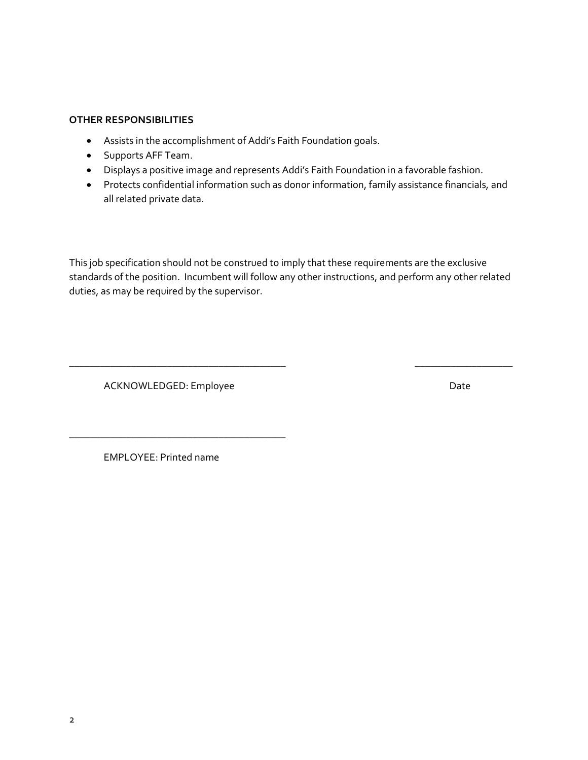**OTHER RESPONSIBILITIES**

- Assists in the accomplishment of Addi's Faith Foundation goals.
- Supports AFF Team.
- Displays a positive image and represents Addi's Faith Foundation in a favorable fashion.
- Protects confidential information such as donor information, family assistance financials, and all related private data.

This job specification should not be construed to imply that these requirements are the exclusive standards of the position. Incumbent will follow any other instructions, and perform any other related duties, as may be required by the supervisor.

\_\_\_\_\_\_\_\_\_\_\_\_\_\_\_\_\_\_\_\_\_\_\_\_\_\_\_\_\_\_\_\_\_\_\_\_\_\_\_\_ \_\_\_\_\_\_\_\_\_\_\_\_\_\_\_\_\_\_\_

ACKNOWLEDGED: Employee Date

\_\_\_\_\_\_\_\_\_\_\_\_\_\_\_\_\_\_\_\_\_\_\_\_\_\_\_\_\_\_\_\_\_\_\_\_\_\_\_\_

EMPLOYEE: Printed name